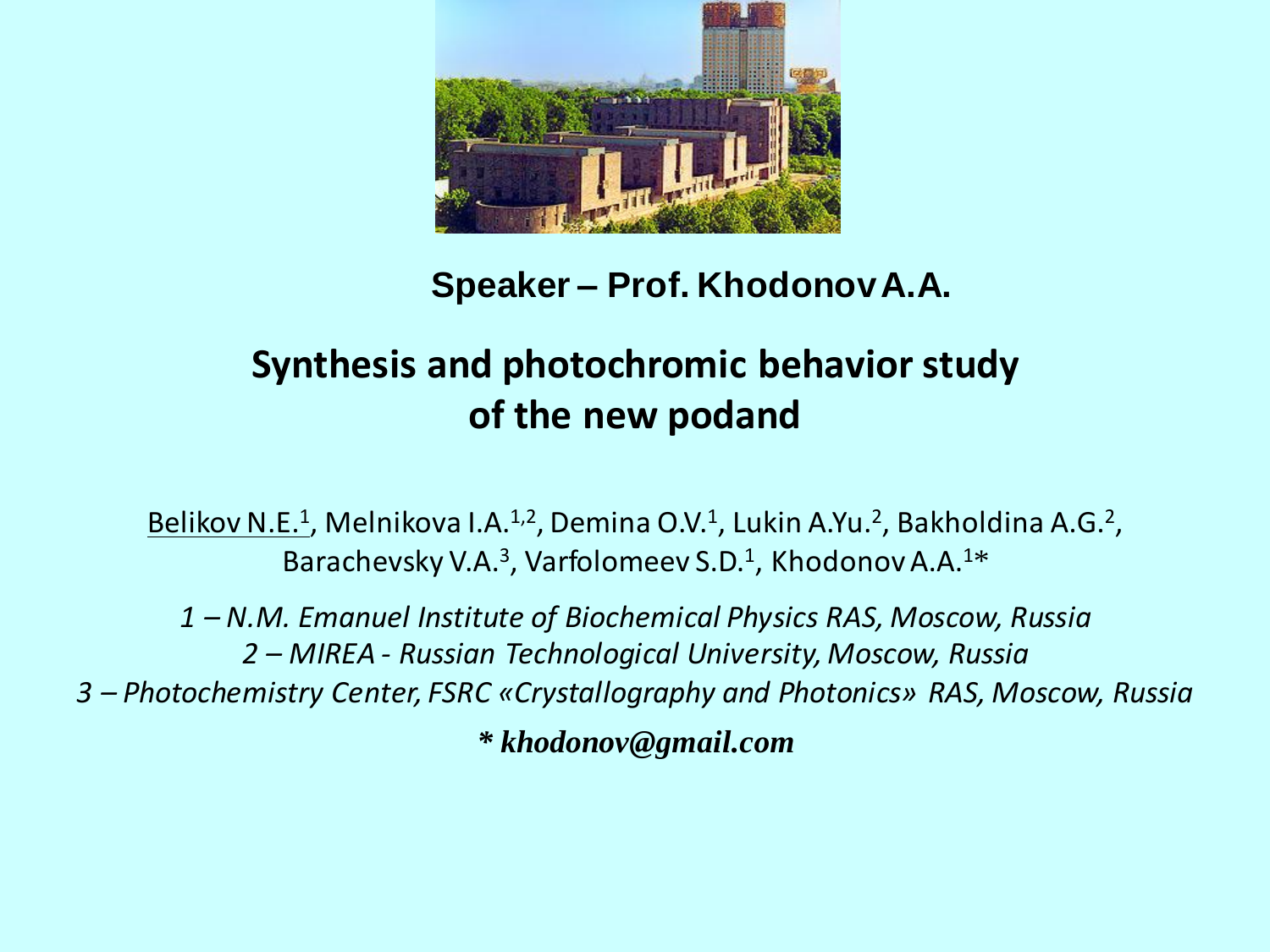**Speaker – Prof. Khodonov A.A.**

# Synthesis and photochromic behavior study of the new podand

<u>Belikov N.E.</u>[1], Melnikova I.A.[1,2], Demina O.V.[1], Lukin A.Yu.[2], Bakholdina A.G.[2], Barachevsky V.A.[3], Varfolomeev S.D.[1], Khodonov A.A.[1]*

*1 – N.M. Emanuel Institute of Biochemical Physics RAS, Moscow, Russia*
*2 – MIREA - Russian Technological University, Moscow, Russia*
*3 – Photochemistry Center, FSRC «Crystallography and Photonics» RAS, Moscow, Russia*

***** khodonov@gmail.com***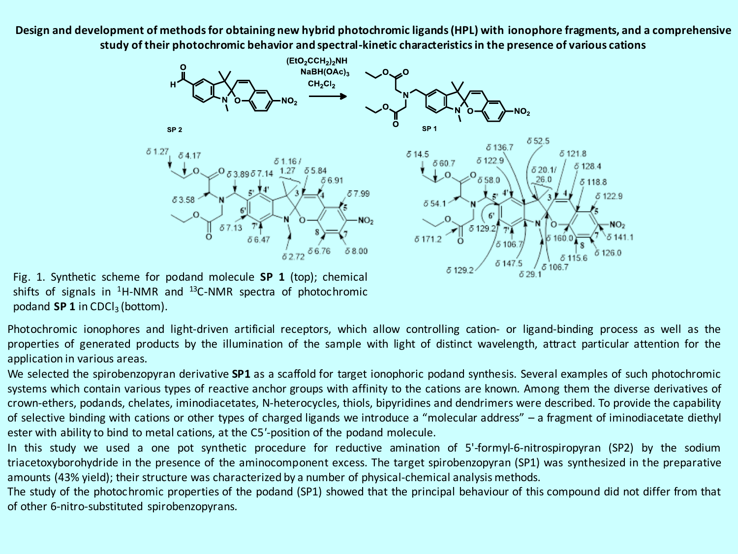# Design and development of methods for obtaining new hybrid photochromic ligands (HPL) with ionophore fragments, and a comprehensive study of their photochromic behavior and spectral-kinetic characteristics in the presence of various cations

Fig. 1. Synthetic scheme for podand molecule **SP 1** (top); chemical shifts of signals in $^{1}H$-NMR and $^{13}C$-NMR spectra of photochromic podand **SP 1** in $CDCl_3$ (bottom).

Photochromic ionophores and light-driven artificial receptors, which allow controlling cation- or ligand-binding process as well as the properties of generated products by the illumination of the sample with light of distinct wavelength, attract particular attention for the application in various areas.

We selected the spirobenzopyran derivative **SP1** as a scaffold for target ionophoric podand synthesis. Several examples of such photochromic systems which contain various types of reactive anchor groups with affinity to the cations are known. Among them the diverse derivatives of crown-ethers, podands, chelates, iminodiacetates, N-heterocycles, thiols, bipyridines and dendrimers were described. To provide the capability of selective binding with cations or other types of charged ligands we introduce a "molecular address" – a fragment of iminodiacetate diethyl ester with ability to bind to metal cations, at the C5′-position of the podand molecule.

In this study we used a one pot synthetic procedure for reductive amination of 5'-formyl-6-nitrospiropyran (SP2) by the sodium triacetoxyborohydride in the presence of the aminocomponent excess. The target spirobenzopyran (SP1) was synthesized in the preparative amounts (43% yield); their structure was characterized by a number of physical-chemical analysis methods.

The study of the photochromic properties of the podand (SP1) showed that the principal behaviour of this compound did not differ from that of other 6-nitro-substituted spirobenzopyrans.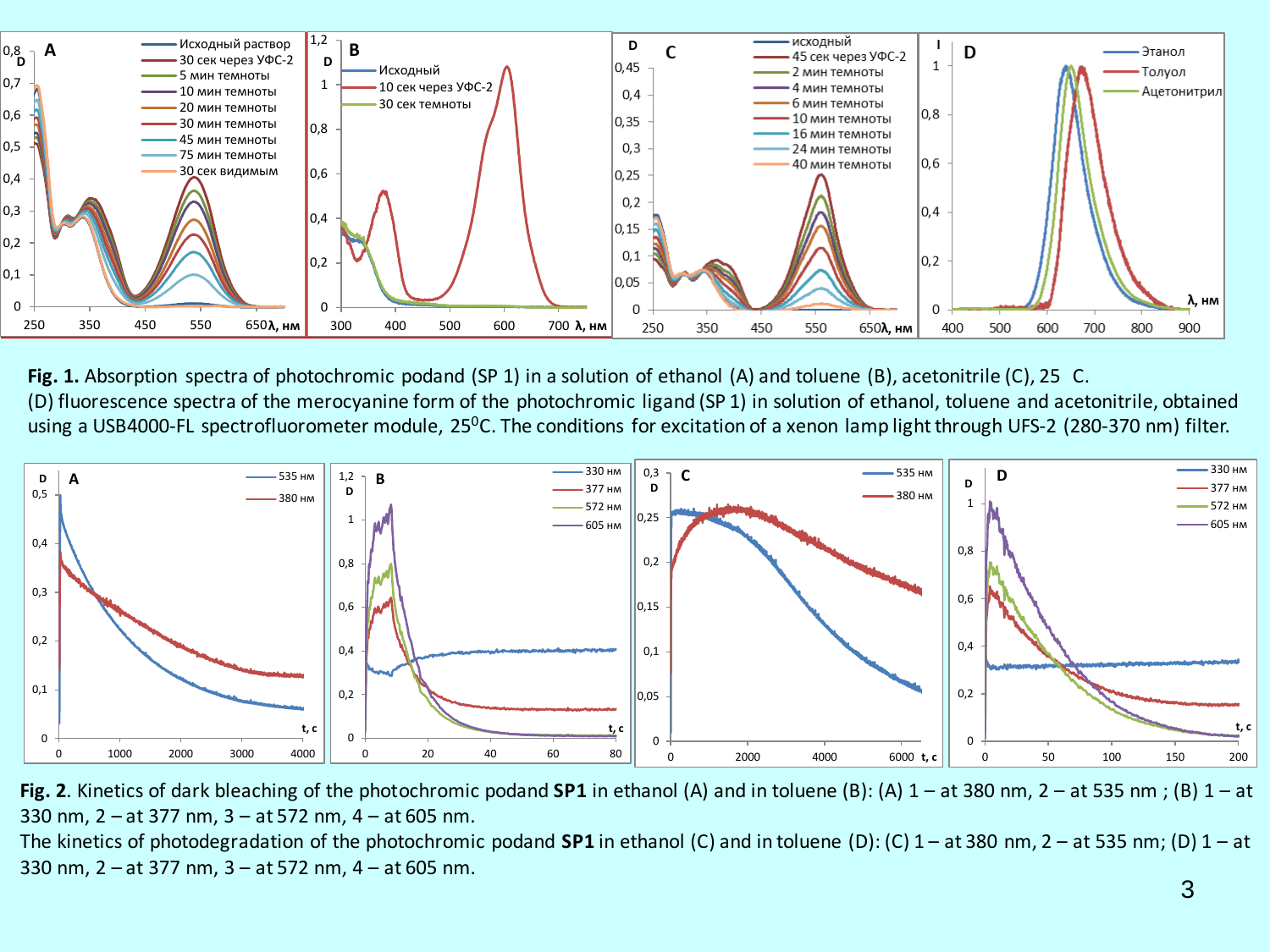**Fig. 1.** Absorption spectra of photochromic podand (SP 1) in a solution of ethanol (A) and toluene (B), acetonitrile (C), 25 C.
(D) fluorescence spectra of the merocyanine form of the photochromic ligand (SP 1) in solution of ethanol, toluene and acetonitrile, obtained using a USB4000-FL spectrofluorometer module, 25$^0$C. The conditions for excitation of a xenon lamp light through UFS-2 (280-370 nm) filter.

**Fig. 2**. Kinetics of dark bleaching of the photochromic podand **SP1** in ethanol (A) and in toluene (B): (A) 1 – at 380 nm, 2 – at 535 nm ; (B) 1 – at 330 nm, 2 – at 377 nm, 3 – at 572 nm, 4 – at 605 nm.
The kinetics of photodegradation of the photochromic podand **SP1** in ethanol (C) and in toluene (D): (C) 1 – at 380 nm, 2 – at 535 nm; (D) 1 – at 330 nm, 2 – at 377 nm, 3 – at 572 nm, 4 – at 605 nm.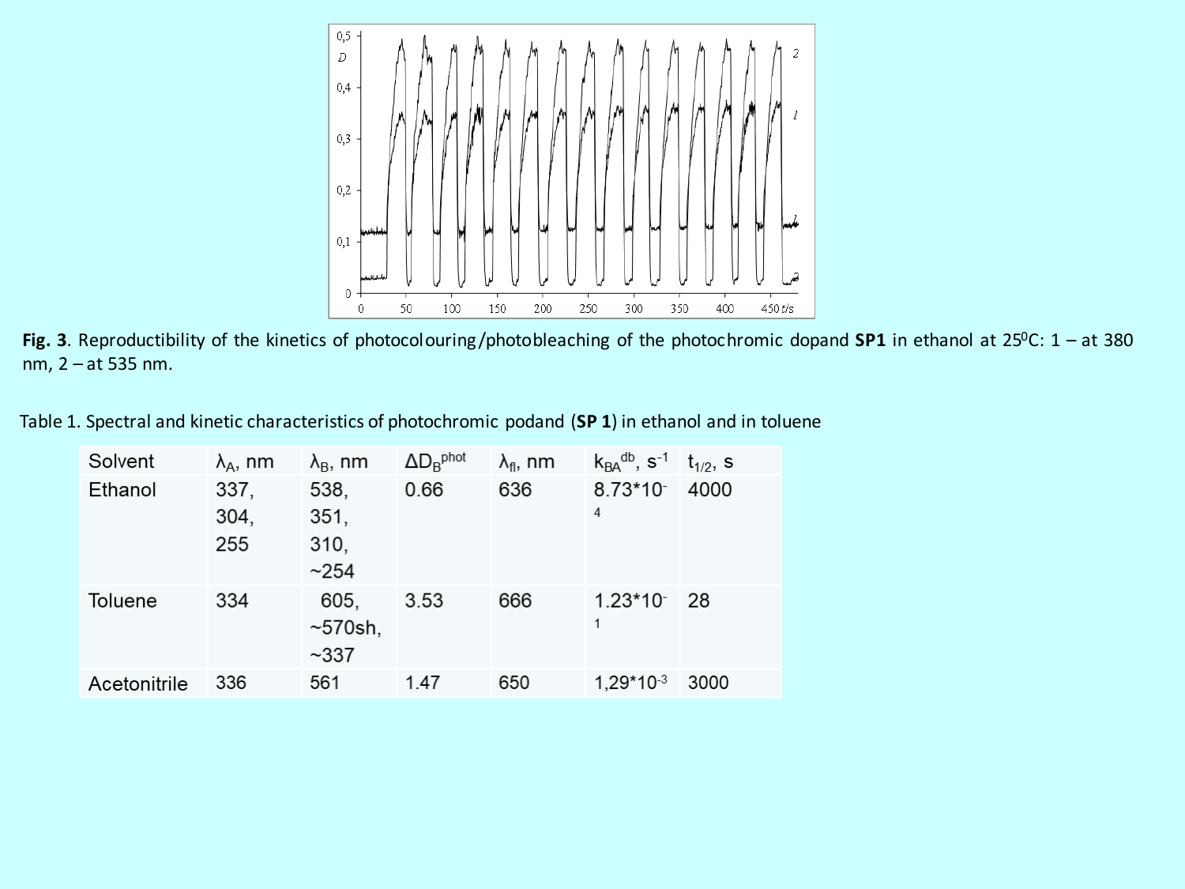**Fig. 3**. Reproductibility of the kinetics of photocolouring/photobleaching of the photochromic dopand **SP1** in ethanol at 25$^0$C: 1 – at 380 nm, 2 – at 535 nm.

Table 1. Spectral and kinetic characteristics of photochromic podand (**SP 1**) in ethanol and in toluene

| Solvent | $\lambda_A$, nm | $\lambda_B$, nm | $\Delta D_B^{phot}$ | $\lambda_{fl}$, nm | $k_{BA}^{db}$, $s^{-1}$ | $t_{1/2}$, s |
|---|---|---|---|---|---|---|
| Ethanol | 337, 304, 255 | 538, 351, 310, ~254 | 0.66 | 636 | $8.73*10^{-4}$ | 4000 |
| Toluene | 334 | 605, ~570sh, ~337 | 3.53 | 666 | $1.23*10^{-1}$ | 28 |
| Acetonitrile | 336 | 561 | 1.47 | 650 | $1,29*10^{-3}$ | 3000 |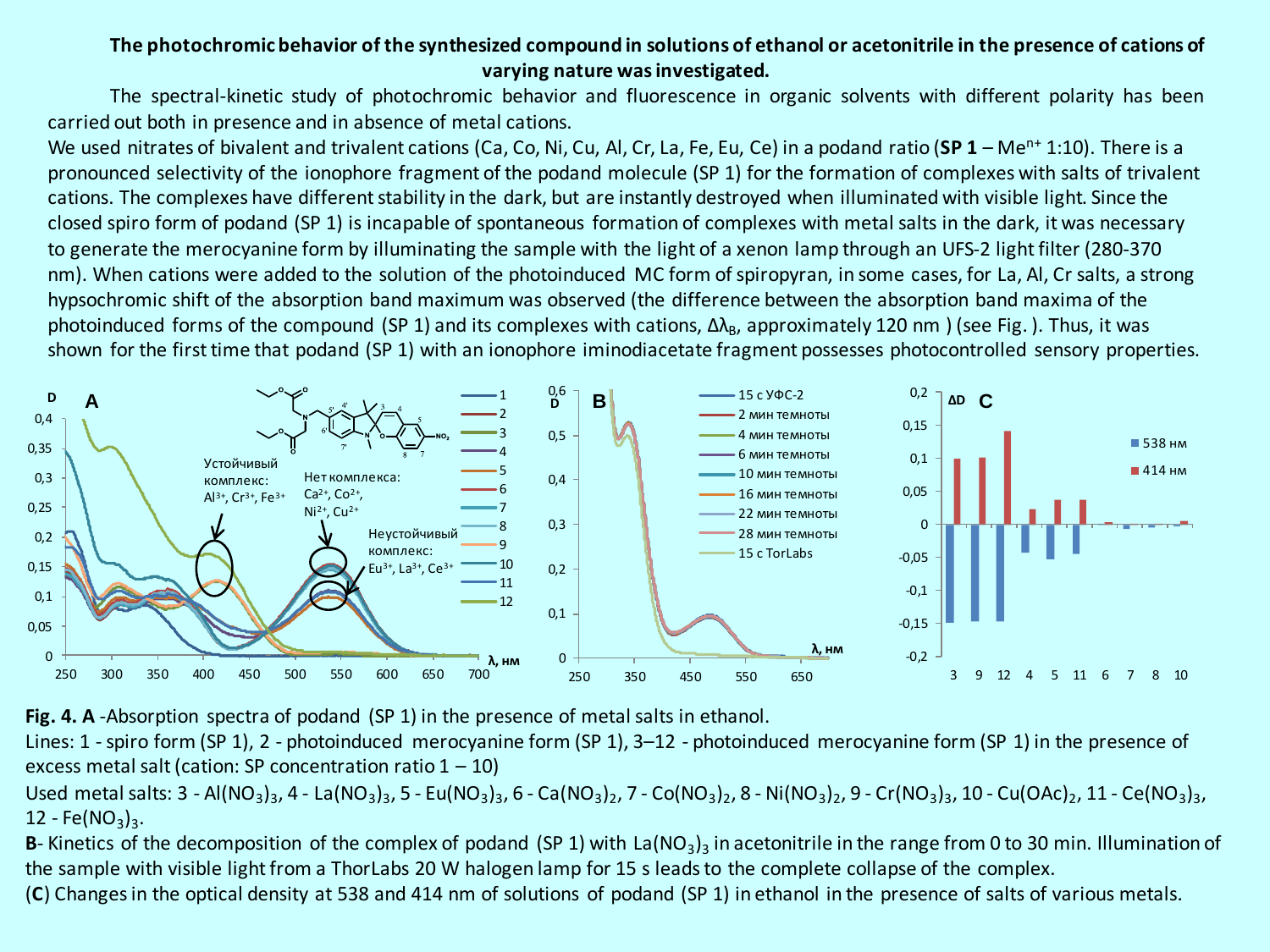**The photochromic behavior of the synthesized compound in solutions of ethanol or acetonitrile in the presence of cations of varying nature was investigated.**

The spectral-kinetic study of photochromic behavior and fluorescence in organic solvents with different polarity has been carried out both in presence and in absence of metal cations.

We used nitrates of bivalent and trivalent cations (Ca, Co, Ni, Cu, Al, Cr, La, Fe, Eu, Ce) in a podand ratio (**SP 1** – $Me^{n+}$ 1:10). There is a pronounced selectivity of the ionophore fragment of the podand molecule (SP 1) for the formation of complexes with salts of trivalent cations. The complexes have different stability in the dark, but are instantly destroyed when illuminated with visible light. Since the closed spiro form of podand (SP 1) is incapable of spontaneous formation of complexes with metal salts in the dark, it was necessary to generate the merocyanine form by illuminating the sample with the light of a xenon lamp through an UFS-2 light filter (280-370 nm). When cations were added to the solution of the photoinduced MC form of spiropyran, in some cases, for La, Al, Cr salts, a strong hypsochromic shift of the absorption band maximum was observed (the difference between the absorption band maxima of the photoinduced forms of the compound (SP 1) and its complexes with cations, $\Delta\lambda_B$, approximately 120 nm ) (see Fig. ). Thus, it was shown for the first time that podand (SP 1) with an ionophore iminodiacetate fragment possesses photocontrolled sensory properties.

**Fig. 4. A** -Absorption spectra of podand (SP 1) in the presence of metal salts in ethanol.

Lines: 1 - spiro form (SP 1), 2 - photoinduced merocyanine form (SP 1), 3–12 - photoinduced merocyanine form (SP 1) in the presence of excess metal salt (cation: SP concentration ratio 1 – 10)

Used metal salts: 3 - $Al(NO_3)_3$, 4 - $La(NO_3)_3$, 5 - $Eu(NO_3)_3$, 6 - $Ca(NO_3)_2$, 7 - $Co(NO_3)_2$, 8 - $Ni(NO_3)_2$, 9 - $Cr(NO_3)_3$, 10 - $Cu(OAc)_2$, 11 - $Ce(NO_3)_3$, 12 - $Fe(NO_3)_3$.

**B**- Kinetics of the decomposition of the complex of podand (SP 1) with $La(NO_3)_3$ in acetonitrile in the range from 0 to 30 min. Illumination of the sample with visible light from a ThorLabs 20 W halogen lamp for 15 s leads to the complete collapse of the complex.

(**C**) Changes in the optical density at 538 and 414 nm of solutions of podand (SP 1) in ethanol in the presence of salts of various metals.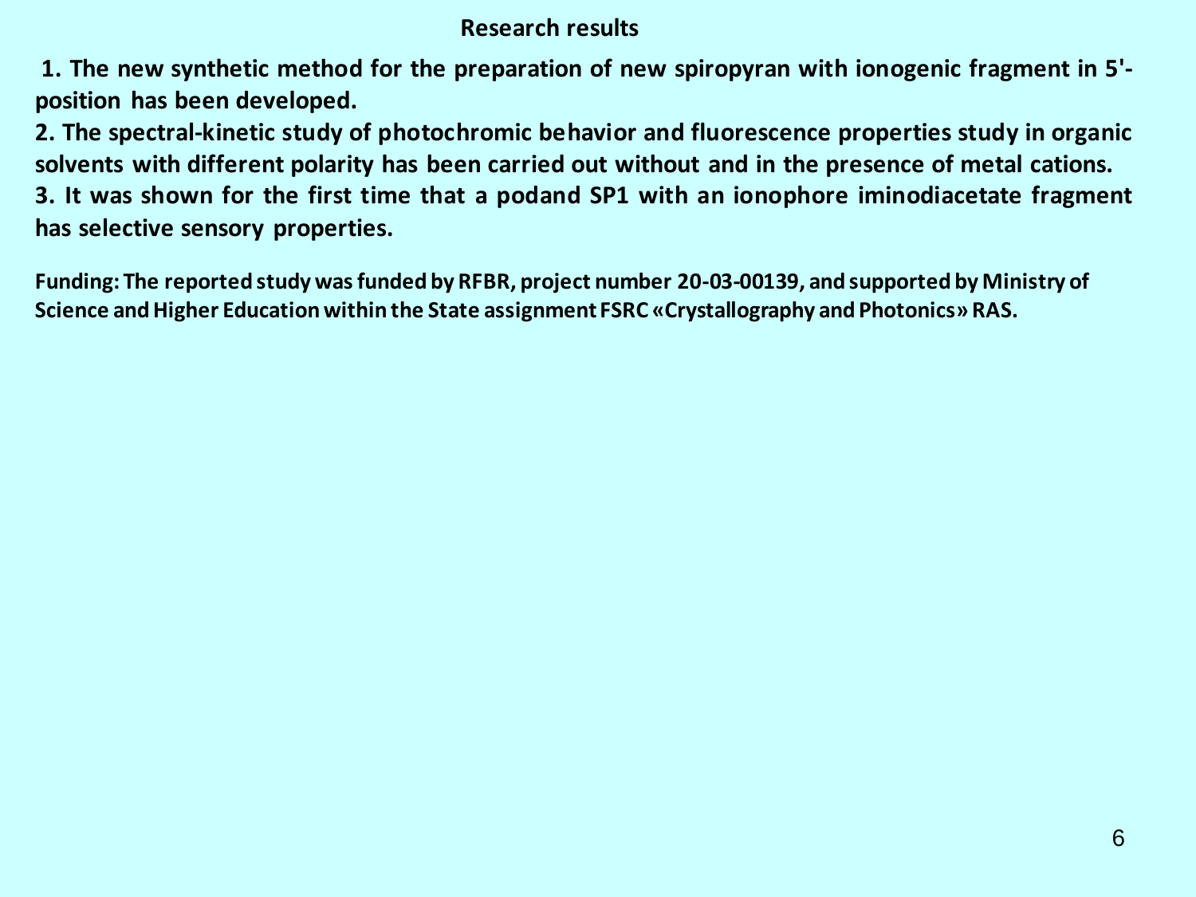## Research results

**1. The new synthetic method for the preparation of new spiropyran with ionogenic fragment in 5'-position has been developed.**

**2. The spectral-kinetic study of photochromic behavior and fluorescence properties study in organic solvents with different polarity has been carried out without and in the presence of metal cations.**

**3. It was shown for the first time that a podand SP1 with an ionophore iminodiacetate fragment has selective sensory properties.**

**Funding: The reported study was funded by RFBR, project number 20-03-00139, and supported by Ministry of Science and Higher Education within the State assignment FSRC «Crystallography and Photonics» RAS.**